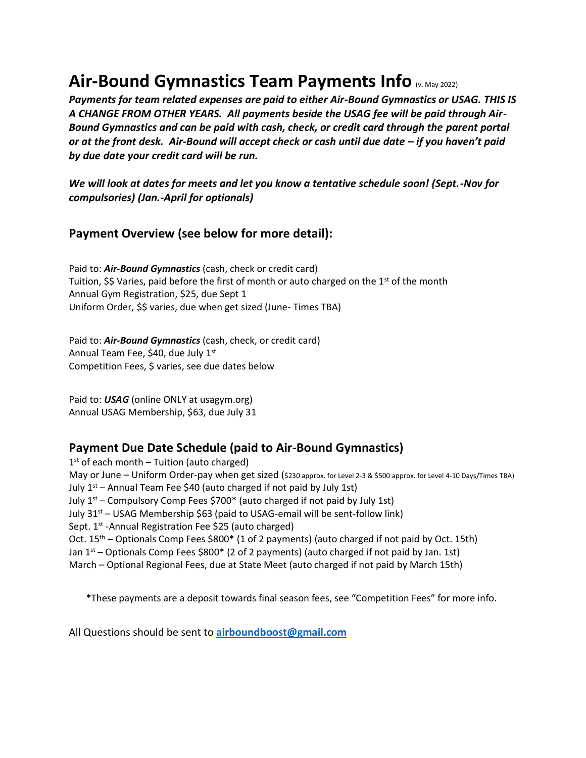# Air-Bound Gymnastics Team Payments Info (v. May 2022)

***Payments for team related expenses are paid to either Air-Bound Gymnastics or USAG. THIS IS A CHANGE FROM OTHER YEARS. All payments beside the USAG fee will be paid through Air-Bound Gymnastics and can be paid with cash, check, or credit card through the parent portal or at the front desk. Air-Bound will accept check or cash until due date – if you haven't paid by due date your credit card will be run.***

***We will look at dates for meets and let you know a tentative schedule soon! (Sept.-Nov for compulsories) (Jan.-April for optionals)***

## Payment Overview (see below for more detail):

Paid to: ***Air-Bound Gymnastics*** (cash, check or credit card)
Tuition, $$ Varies, paid before the first of month or auto charged on the 1st of the month
Annual Gym Registration, $25, due Sept 1
Uniform Order, $$ varies, due when get sized (June- Times TBA)

Paid to: ***Air-Bound Gymnastics*** (cash, check, or credit card)
Annual Team Fee, $40, due July 1st
Competition Fees, $ varies, see due dates below

Paid to: ***USAG*** (online ONLY at usagym.org)
Annual USAG Membership, $63, due July 31

## Payment Due Date Schedule (paid to Air-Bound Gymnastics)

1st of each month – Tuition (auto charged)
May or June – Uniform Order-pay when get sized ($230 approx. for Level 2-3 & $500 approx. for Level 4-10 Days/Times TBA)
July 1st – Annual Team Fee $40 (auto charged if not paid by July 1st)
July 1st – Compulsory Comp Fees $700* (auto charged if not paid by July 1st)
July 31st – USAG Membership $63 (paid to USAG-email will be sent-follow link)
Sept. 1st -Annual Registration Fee $25 (auto charged)
Oct. 15th – Optionals Comp Fees $800* (1 of 2 payments) (auto charged if not paid by Oct. 15th)
Jan 1st – Optionals Comp Fees $800* (2 of 2 payments) (auto charged if not paid by Jan. 1st)
March – Optional Regional Fees, due at State Meet (auto charged if not paid by March 15th)

*These payments are a deposit towards final season fees, see "Competition Fees" for more info.

All Questions should be sent to **airboundboost@gmail.com**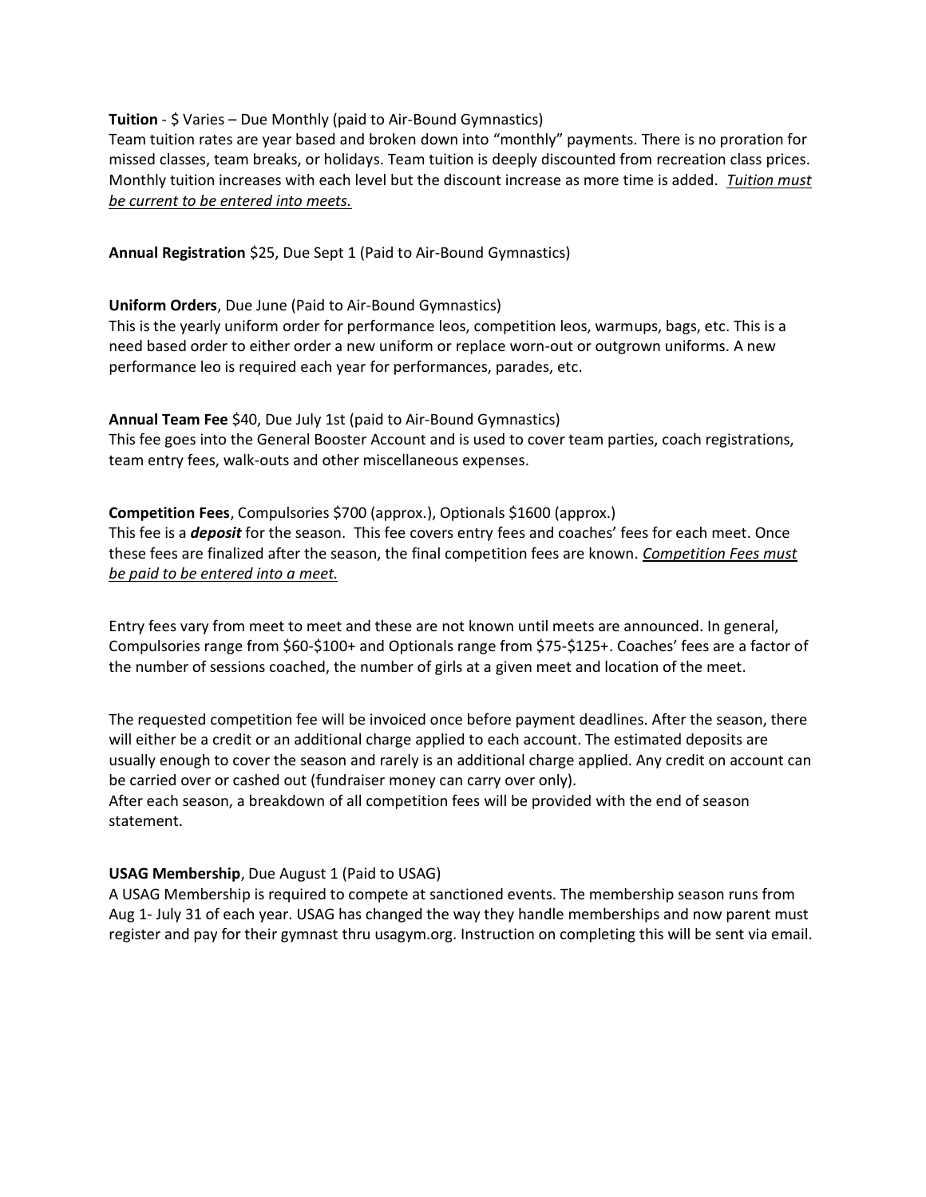**Tuition** - $ Varies – Due Monthly (paid to Air-Bound Gymnastics)
Team tuition rates are year based and broken down into "monthly" payments. There is no proration for missed classes, team breaks, or holidays. Team tuition is deeply discounted from recreation class prices. Monthly tuition increases with each level but the discount increase as more time is added. *Tuition must be current to be entered into meets.*

**Annual Registration** $25, Due Sept 1 (Paid to Air-Bound Gymnastics)

**Uniform Orders**, Due June (Paid to Air-Bound Gymnastics)
This is the yearly uniform order for performance leos, competition leos, warmups, bags, etc. This is a need based order to either order a new uniform or replace worn-out or outgrown uniforms. A new performance leo is required each year for performances, parades, etc.

**Annual Team Fee** $40, Due July 1st (paid to Air-Bound Gymnastics)
This fee goes into the General Booster Account and is used to cover team parties, coach registrations, team entry fees, walk-outs and other miscellaneous expenses.

**Competition Fees**, Compulsories $700 (approx.), Optionals $1600 (approx.)
This fee is a ***deposit*** for the season. This fee covers entry fees and coaches' fees for each meet. Once these fees are finalized after the season, the final competition fees are known. *Competition Fees must be paid to be entered into a meet.*

Entry fees vary from meet to meet and these are not known until meets are announced. In general, Compulsories range from $60-$100+ and Optionals range from $75-$125+. Coaches' fees are a factor of the number of sessions coached, the number of girls at a given meet and location of the meet.

The requested competition fee will be invoiced once before payment deadlines. After the season, there will either be a credit or an additional charge applied to each account. The estimated deposits are usually enough to cover the season and rarely is an additional charge applied. Any credit on account can be carried over or cashed out (fundraiser money can carry over only).
After each season, a breakdown of all competition fees will be provided with the end of season statement.

**USAG Membership**, Due August 1 (Paid to USAG)
A USAG Membership is required to compete at sanctioned events. The membership season runs from Aug 1- July 31 of each year. USAG has changed the way they handle memberships and now parent must register and pay for their gymnast thru usagym.org. Instruction on completing this will be sent via email.